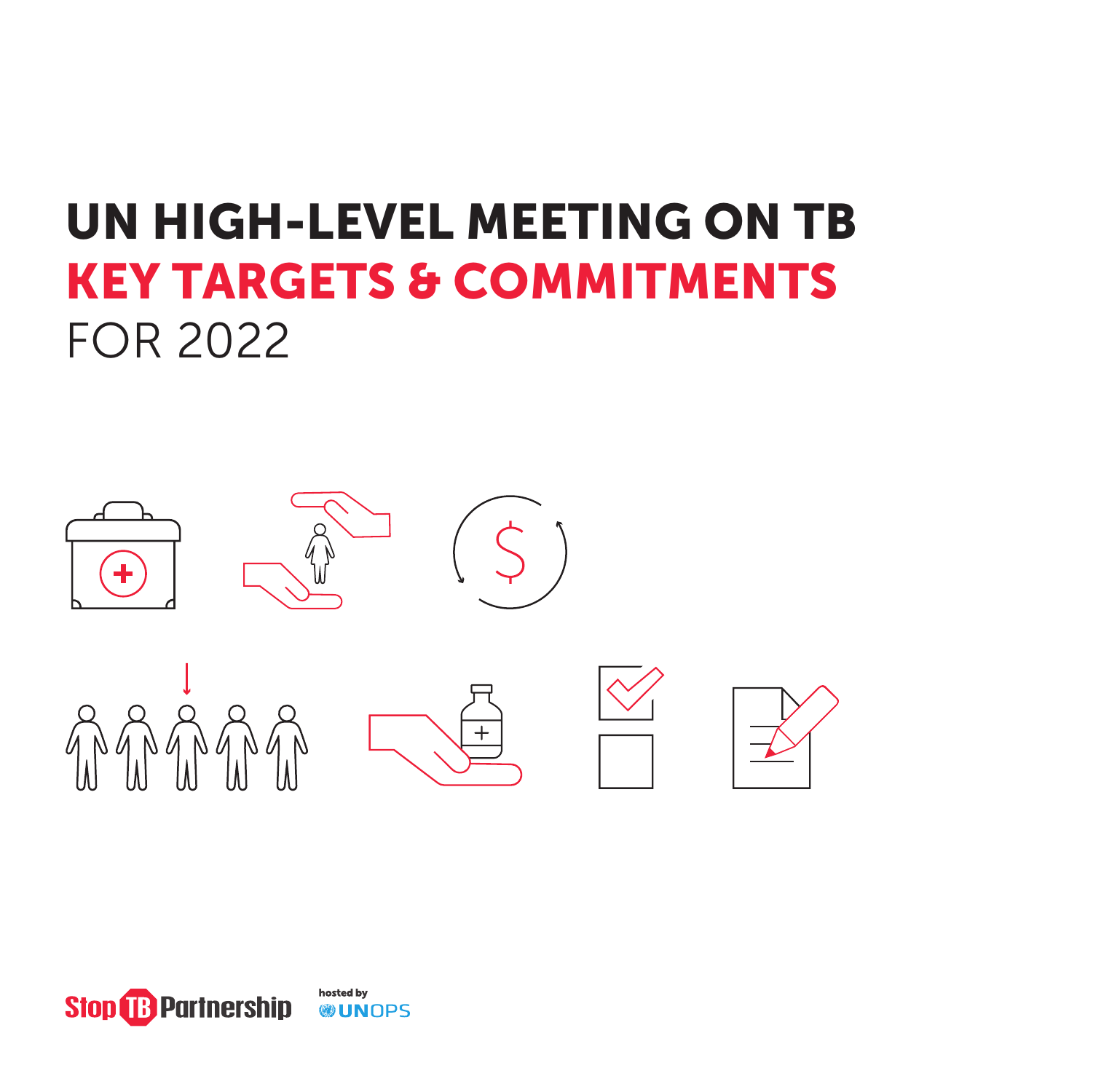# UN HIGH-LEVEL MEETING ON TB

## KEY TARGETS & COMMITMENTS

FOR 2022

Stop TB Partnership

hosted by UNOPS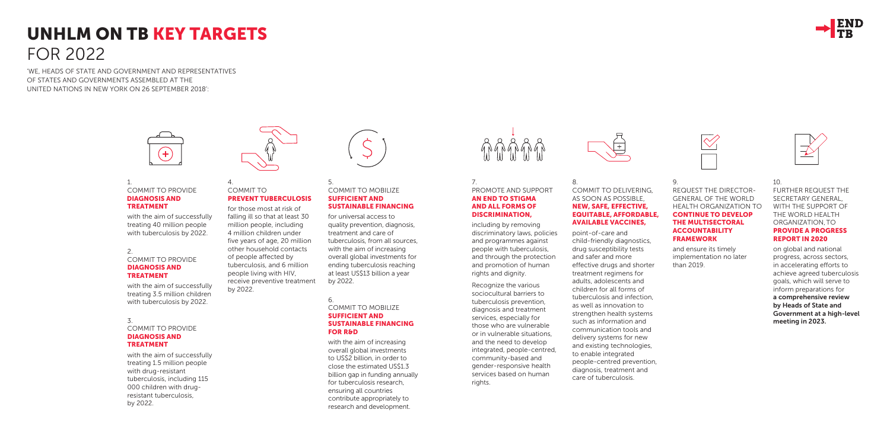# UNHLM ON TB KEY TARGETS FOR 2022

'WE, HEADS OF STATE AND GOVERNMENT AND REPRESENTATIVES OF STATES AND GOVERNMENTS ASSEMBLED AT THE UNITED NATIONS IN NEW YORK ON 26 SEPTEMBER 2018':

### 1. COMMIT TO PROVIDE **DIAGNOSIS AND TREATMENT**

with the aim of successfully treating 40 million people with tuberculosis by 2022.

### 2. COMMIT TO PROVIDE **DIAGNOSIS AND TREATMENT**

with the aim of successfully treating 3.5 million children with tuberculosis by 2022.

### 3. COMMIT TO PROVIDE **DIAGNOSIS AND TREATMENT**

with the aim of successfully treating 1.5 million people with drug-resistant tuberculosis, including 115 000 children with drug-resistant tuberculosis, by 2022.

### 4. COMMIT TO **PREVENT TUBERCULOSIS**

for those most at risk of falling ill so that at least 30 million people, including 4 million children under five years of age, 20 million other household contacts of people affected by tuberculosis, and 6 million people living with HIV, receive preventive treatment by 2022.

### 5. COMMIT TO MOBILIZE **SUFFICIENT AND SUSTAINABLE FINANCING**

for universal access to quality prevention, diagnosis, treatment and care of tuberculosis, from all sources, with the aim of increasing overall global investments for ending tuberculosis reaching at least US$13 billion a year by 2022.

### 6. COMMIT TO MOBILIZE **SUFFICIENT AND SUSTAINABLE FINANCING FOR R&D**

with the aim of increasing overall global investments to US$2 billion, in order to close the estimated US$1.3 billion gap in funding annually for tuberculosis research, ensuring all countries contribute appropriately to research and development.

### 7. PROMOTE AND SUPPORT **AN END TO STIGMA AND ALL FORMS OF DISCRIMINATION,**

including by removing discriminatory laws, policies and programmes against people with tuberculosis, and through the protection and promotion of human rights and dignity.

Recognize the various sociocultural barriers to tuberculosis prevention, diagnosis and treatment services, especially for those who are vulnerable or in vulnerable situations, and the need to develop integrated, people-centred, community-based and gender-responsive health services based on human rights.

### 8. COMMIT TO DELIVERING, AS SOON AS POSSIBLE, **NEW, SAFE, EFFECTIVE, EQUITABLE, AFFORDABLE, AVAILABLE VACCINES,**

point-of-care and child-friendly diagnostics, drug susceptibility tests and safer and more effective drugs and shorter treatment regimens for adults, adolescents and children for all forms of tuberculosis and infection, as well as innovation to strengthen health systems such as information and communication tools and delivery systems for new and existing technologies, to enable integrated people-centred prevention, diagnosis, treatment and care of tuberculosis.

### 9. REQUEST THE DIRECTOR-GENERAL OF THE WORLD HEALTH ORGANIZATION TO **CONTINUE TO DEVELOP THE MULTISECTORAL ACCOUNTABILITY FRAMEWORK**

and ensure its timely implementation no later than 2019.

### 10. FURTHER REQUEST THE SECRETARY GENERAL, WITH THE SUPPORT OF THE WORLD HEALTH ORGANIZATION, TO **PROVIDE A PROGRESS REPORT IN 2020**

on global and national progress, across sectors, in accelerating efforts to achieve agreed tuberculosis goals, which will serve to inform preparations for **a comprehensive review by Heads of State and Government at a high-level meeting in 2023.**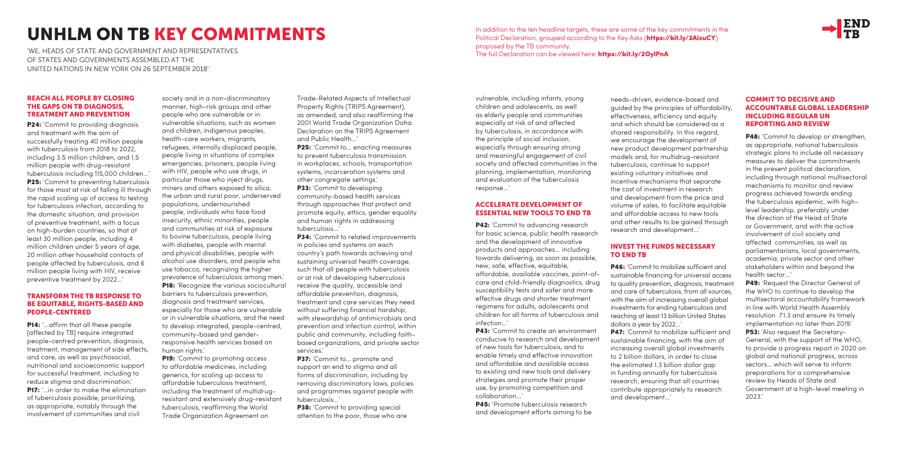# UNHLM ON TB KEY COMMITMENTS

'WE, HEADS OF STATE AND GOVERNMENT AND REPRESENTATIVES OF STATES AND GOVERNMENTS ASSEMBLED AT THE UNITED NATIONS IN NEW YORK ON 26 SEPTEMBER 2018':

In addition to the ten headline targets, these are some of the key commitments in the Political Declaration, grouped according to the Key Asks (**https://bit.ly/2AixuCY**) proposed by the TB community.
The full Declaration can be viewed here: **https://bit.ly/2OylPnA**

### REACH ALL PEOPLE BY CLOSING THE GAPS ON TB DIAGNOSIS, TREATMENT AND PREVENTION

**P24:** 'Commit to providing diagnosis and treatment with the aim of successfully treating 40 million people with tuberculosis from 2018 to 2022, including 3.5 million children, and 1.5 million people with drug-resistant tuberculosis including 115,000 children...'

**P25:** 'Commit to preventing tuberculosis for those most at risk of falling ill through the rapid scaling up of access to testing for tuberculosis infection, according to the domestic situation, and provision of preventive treatment, with a focus on high-burden countries, so that at least 30 million people, including 4 million children under 5 years of age, 20 million other household contacts of people affected by tuberculosis, and 6 million people living with HIV, receive preventive treatment by 2022...'

### TRANSFORM THE TB RESPONSE TO BE EQUITABLE, RIGHTS-BASED AND PEOPLE-CENTERED

**P14:** '...affirm that all these people [affected by TB] require integrated people-centred prevention, diagnosis, treatment, management of side effects, and care, as well as psychosocial, nutritional and socioeconomic support for successful treatment, including to reduce stigma and discrimination.'

**P17:** '...in order to make the elimination of tuberculosis possible, prioritizing, as appropriate, notably through the involvement of communities and civil society and in a non-discriminatory manner, high-risk groups and other people who are vulnerable or in vulnerable situations, such as women and children, indigenous peoples, health-care workers, migrants, refugees, internally displaced people, people living in situations of complex emergencies, prisoners, people living with HIV, people who use drugs, in particular those who inject drugs, miners and others exposed to silica, the urban and rural poor, underserved populations, undernourished people, individuals who face food insecurity, ethnic minorities, people and communities at risk of exposure to bovine tuberculosis, people living with diabetes, people with mental and physical disabilities, people with alcohol use disorders, and people who use tobacco, recognizing the higher prevalence of tuberculosis among men.'

**P18:** 'Recognize the various sociocultural barriers to tuberculosis prevention, diagnosis and treatment services, especially for those who are vulnerable or in vulnerable situations, and the need to develop integrated, people-centred, community-based and gender-responsive health services based on human rights.'

**P19:** 'Commit to promoting access to affordable medicines, including generics, for scaling up access to affordable tuberculosis treatment, including the treatment of multidrug-resistant and extensively drug-resistant tuberculosis, reaffirming the World Trade Organization Agreement on Trade-Related Aspects of Intellectual Property Rights (TRIPS Agreement), as amended, and also reaffirming the 2001 World Trade Organization Doha Declaration on the TRIPS Agreement and Public Health...'

**P25:** 'Commit to... enacting measures to prevent tuberculosis transmission in workplaces, schools, transportation systems, incarceration systems and other congregate settings.'

**P33:** 'Commit to developing community-based health services through approaches that protect and promote equity, ethics, gender equality and human rights in addressing tuberculosis...'

**P34:** 'Commit to related improvements in policies and systems on each country's path towards achieving and sustaining universal health coverage, such that all people with tuberculosis or at risk of developing tuberculosis receive the quality, accessible and affordable prevention, diagnosis, treatment and care services they need without suffering financial hardship, with stewardship of antimicrobials and prevention and infection control, within public and community, including faith-based organizations, and private sector services.'

**P37:** 'Commit to... promote and support an end to stigma and all forms of discrimination, including by removing discriminatory laws, policies and programmes against people with tuberculosis...'

**P38:** 'Commit to providing special attention to the poor, those who are vulnerable, including infants, young children and adolescents, as well as elderly people and communities especially at risk of and affected by tuberculosis, in accordance with the principle of social inclusion, especially through ensuring strong and meaningful engagement of civil society and affected communities in the planning, implementation, monitoring and evaluation of the tuberculosis response...'

### ACCELERATE DEVELOPMENT OF ESSENTIAL NEW TOOLS TO END TB

**P42:** 'Commit to advancing research for basic science, public health research and the development of innovative products and approaches... including towards delivering, as soon as possible, new, safe, effective, equitable, affordable, available vaccines, point-of-care and child-friendly diagnostics, drug susceptibility tests and safer and more effective drugs and shorter treatment regimens for adults, adolescents and children for all forms of tuberculosis and infection...'

**P43:** 'Commit to create an environment conducive to research and development of new tools for tuberculosis, and to enable timely and effective innovation and affordable and available access to existing and new tools and delivery strategies and promote their proper use, by promoting competition and collaboration...'

**P45:** 'Promote tuberculosis research and development efforts aiming to be needs-driven, evidence-based and guided by the principles of affordability, effectiveness, efficiency and equity and which should be considered as a shared responsibility. In this regard, we encourage the development of new product development partnership models and, for multidrug-resistant tuberculosis, continue to support existing voluntary initiatives and incentive mechanisms that separate the cost of investment in research and development from the price and volume of sales, to facilitate equitable and affordable access to new tools and other results to be gained through research and development...'

### INVEST THE FUNDS NECESSARY TO END TB

**P46:** 'Commit to mobilize sufficient and sustainable financing for universal access to quality prevention, diagnosis, treatment and care of tuberculosis, from all sources, with the aim of increasing overall global investments for ending tuberculosis and reaching at least 13 billion United States dollars a year by 2022...'

**P47:** 'Commit to mobilize sufficient and sustainable financing, with the aim of increasing overall global investments to 2 billion dollars, in order to close the estimated 1.3 billion dollar gap in funding annually for tuberculosis research, ensuring that all countries contribute appropriately to research and development...'

### COMMIT TO DECISIVE AND ACCOUNTABLE GLOBAL LEADERSHIP INCLUDING REGULAR UN REPORTING AND REVIEW

**P48:** 'Commit to develop or strengthen, as appropriate, national tuberculosis strategic plans to include all necessary measures to deliver the commitments in the present political declaration, including through national multisectoral mechanisms to monitor and review progress achieved towards ending the tuberculosis epidemic, with high-level leadership, preferably under the direction of the Head of State or Government, and with the active involvement of civil society and affected communities, as well as parliamentarians, local governments, academia, private sector and other stakeholders within and beyond the health sector...'

**P49:** 'Request the Director General of the WHO to continue to develop the multisectoral accountability framework in line with World Health Assembly resolution 71.3 and ensure its timely implementation no later than 2019.'

**P53:** 'Also request the Secretary-General, with the support of the WHO, to provide a progress report in 2020 on global and national progress, across sectors... which will serve to inform preparations for a comprehensive review by Heads of State and Government at a high-level meeting in 2023.'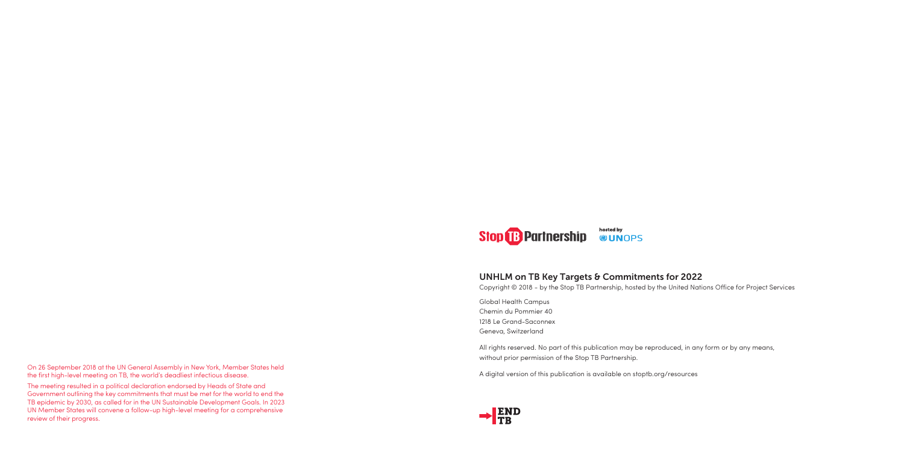On 26 September 2018 at the UN General Assembly in New York, Member States held the first high-level meeting on TB, the world's deadliest infectious disease.

The meeting resulted in a political declaration endorsed by Heads of State and Government outlining the key commitments that must be met for the world to end the TB epidemic by 2030, as called for in the UN Sustainable Development Goals. In 2023 UN Member States will convene a follow-up high-level meeting for a comprehensive review of their progress.

Stop TB Partnership hosted by UNOPS

## UNHLM on TB Key Targets & Commitments for 2022

Copyright © 2018 - by the Stop TB Partnership, hosted by the United Nations Office for Project Services

Global Health Campus
Chemin du Pommier 40
1218 Le Grand-Saconnex
Geneva, Switzerland

All rights reserved. No part of this publication may be reproduced, in any form or by any means, without prior permission of the Stop TB Partnership.

A digital version of this publication is available on stoptb.org/resources

END TB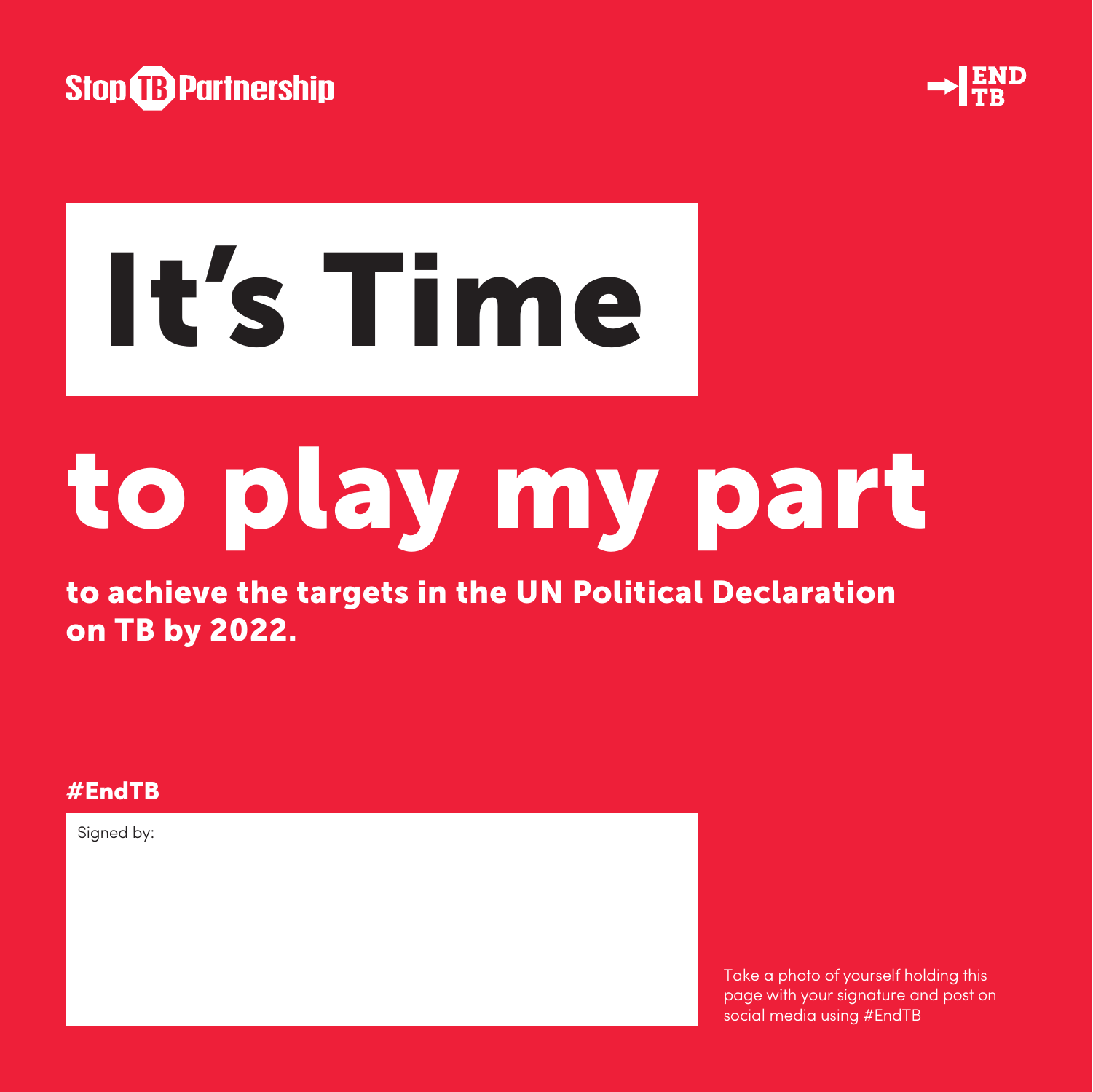Stop TB Partnership

END TB

# It's Time

# to play my part

**to achieve the targets in the UN Political Declaration on TB by 2022.**

**#EndTB**

Signed by:

Take a photo of yourself holding this page with your signature and post on social media using #EndTB